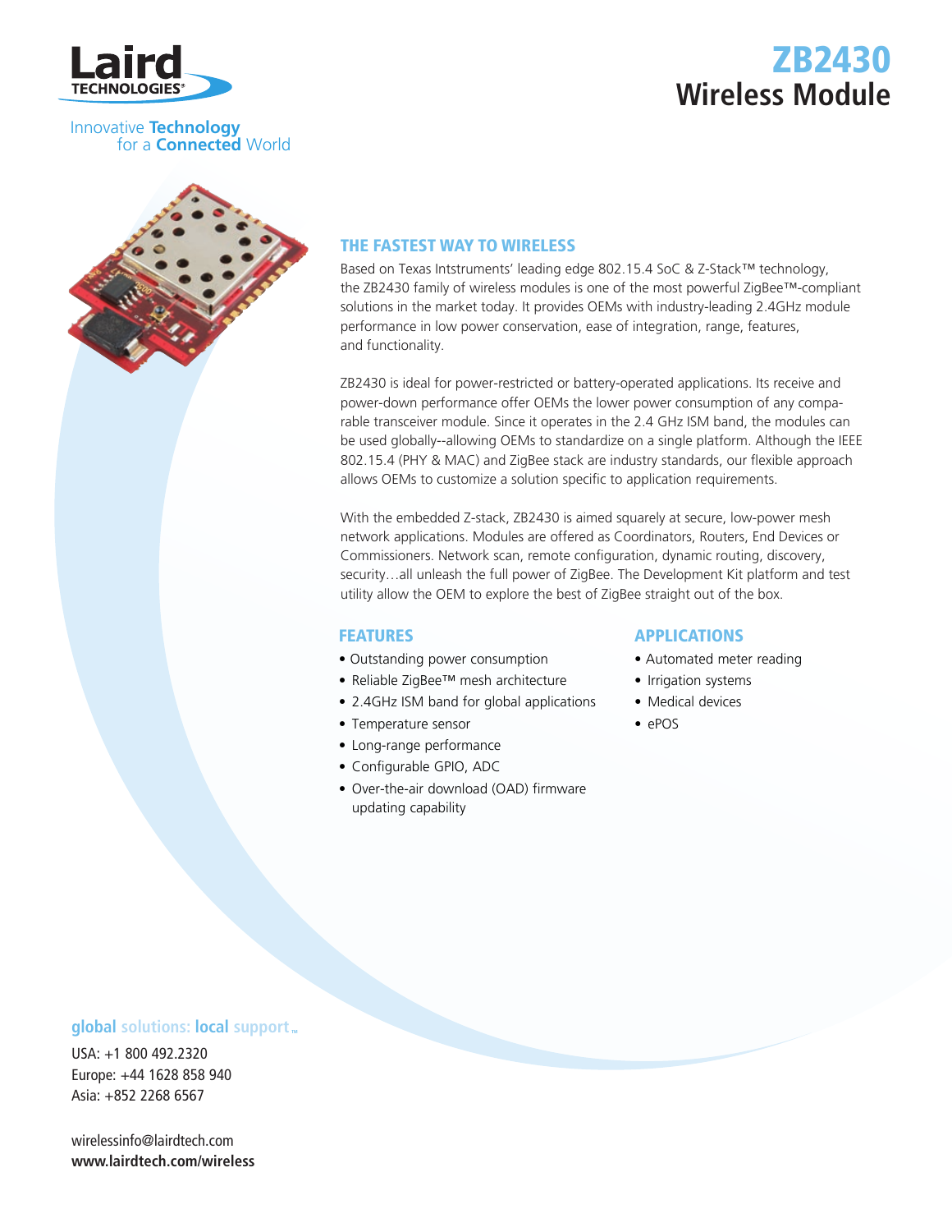# ZB2430 Wireless Module

Laird TECHNOLOGIES

Innovative **Technology** for a **Connected** World

## THE FASTEST WAY TO WIRELESS

Based on Texas Intstruments' leading edge 802.15.4 SoC & Z-Stack™ technology, the ZB2430 family of wireless modules is one of the most powerful ZigBee™-compliant solutions in the market today. It provides OEMs with industry-leading 2.4GHz module performance in low power conservation, ease of integration, range, features, and functionality.

ZB2430 is ideal for power-restricted or battery-operated applications. Its receive and power-down performance offer OEMs the lower power consumption of any comparable transceiver module. Since it operates in the 2.4 GHz ISM band, the modules can be used globally--allowing OEMs to standardize on a single platform. Although the IEEE 802.15.4 (PHY & MAC) and ZigBee stack are industry standards, our flexible approach allows OEMs to customize a solution specific to application requirements.

With the embedded Z-stack, ZB2430 is aimed squarely at secure, low-power mesh network applications. Modules are offered as Coordinators, Routers, End Devices or Commissioners. Network scan, remote configuration, dynamic routing, discovery, security…all unleash the full power of ZigBee. The Development Kit platform and test utility allow the OEM to explore the best of ZigBee straight out of the box.

## FEATURES

- Outstanding power consumption
- Reliable ZigBee™ mesh architecture
- 2.4GHz ISM band for global applications
- Temperature sensor
- Long-range performance
- Configurable GPIO, ADC
- Over-the-air download (OAD) firmware updating capability

## APPLICATIONS

- Automated meter reading
- Irrigation systems
- Medical devices
- ePOS

**global** solutions: **local** support™

USA: +1 800 492.2320
Europe: +44 1628 858 940
Asia: +852 2268 6567

wirelessinfo@lairdtech.com
**www.lairdtech.com/wireless**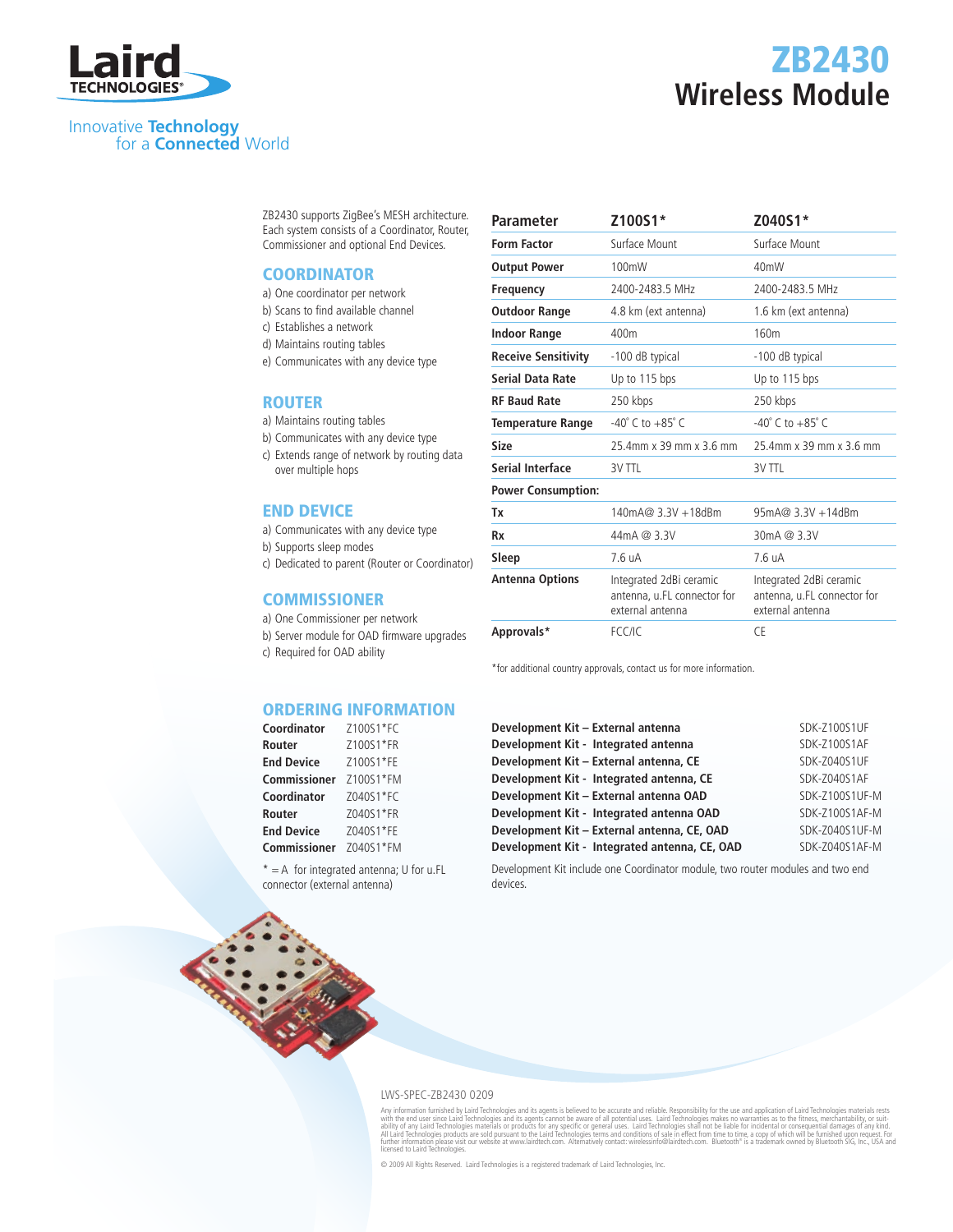# ZB2430
# Wireless Module

Innovative **Technology** for a **Connected** World

ZB2430 supports ZigBee's MESH architecture. Each system consists of a Coordinator, Router, Commissioner and optional End Devices.

## COORDINATOR

a) One coordinator per network
b) Scans to find available channel
c) Establishes a network
d) Maintains routing tables
e) Communicates with any device type

## ROUTER

a) Maintains routing tables
b) Communicates with any device type
c) Extends range of network by routing data over multiple hops

## END DEVICE

a) Communicates with any device type
b) Supports sleep modes
c) Dedicated to parent (Router or Coordinator)

## COMMISSIONER

a) One Commissioner per network
b) Server module for OAD firmware upgrades
c) Required for OAD ability

| Parameter | Z100S1* | Z040S1* |
|---|---|---|
| **Form Factor** | Surface Mount | Surface Mount |
| **Output Power** | 100mW | 40mW |
| **Frequency** | 2400-2483.5 MHz | 2400-2483.5 MHz |
| **Outdoor Range** | 4.8 km (ext antenna) | 1.6 km (ext antenna) |
| **Indoor Range** | 400m | 160m |
| **Receive Sensitivity** | -100 dB typical | -100 dB typical |
| **Serial Data Rate** | Up to 115 bps | Up to 115 bps |
| **RF Baud Rate** | 250 kbps | 250 kbps |
| **Temperature Range** | -40° C to +85° C | -40° C to +85° C |
| **Size** | 25.4mm x 39 mm x 3.6 mm | 25.4mm x 39 mm x 3.6 mm |
| **Serial Interface** | 3V TTL | 3V TTL |
| **Power Consumption:** | | |
| **Tx** | 140mA@ 3.3V +18dBm | 95mA@ 3.3V +14dBm |
| **Rx** | 44mA @ 3.3V | 30mA @ 3.3V |
| **Sleep** | 7.6 uA | 7.6 uA |
| **Antenna Options** | Integrated 2dBi ceramic antenna, u.FL connector for external antenna | Integrated 2dBi ceramic antenna, u.FL connector for external antenna |
| **Approvals*** | FCC/IC | CE |

*for additional country approvals, contact us for more information.

## ORDERING INFORMATION

| | |
|---|---|
| **Coordinator** | Z100S1*FC |
| **Router** | Z100S1*FR |
| **End Device** | Z100S1*FE |
| **Commissioner** | Z100S1*FM |
| **Coordinator** | Z040S1*FC |
| **Router** | Z040S1*FR |
| **End Device** | Z040S1*FE |
| **Commissioner** | Z040S1*FM |

* = A for integrated antenna; U for u.FL connector (external antenna)

| | |
|---|---|
| **Development Kit – External antenna** | SDK-Z100S1UF |
| **Development Kit - Integrated antenna** | SDK-Z100S1AF |
| **Development Kit – External antenna, CE** | SDK-Z040S1UF |
| **Development Kit - Integrated antenna, CE** | SDK-Z040S1AF |
| **Development Kit – External antenna OAD** | SDK-Z100S1UF-M |
| **Development Kit - Integrated antenna OAD** | SDK-Z100S1AF-M |
| **Development Kit – External antenna, CE, OAD** | SDK-Z040S1UF-M |
| **Development Kit - Integrated antenna, CE, OAD** | SDK-Z040S1AF-M |

Development Kit include one Coordinator module, two router modules and two end devices.

LWS-SPEC-ZB2430 0209

Any information furnished by Laird Technologies and its agents is believed to be accurate and reliable. Responsibility for the use and application of Laird Technologies materials rests with the end user since Laird Technologies and its agents cannot be aware of all potential uses. Laird Technologies makes no warranties as to the fitness, merchantability, or suitability of any Laird Technologies materials or products for any specific or general uses. Laird Technologies shall not be liable for incidental or consequential damages of any kind. All Laird Technologies products are sold pursuant to the Laird Technologies terms and conditions of sale in effect from time to time, a copy of which will be furnished upon request. For further information please visit our website at www.lairdtech.com. Alternatively contact: wirelessinfo@lairdtech.com. Bluetooth® is a trademark owned by Bluetooth SIG, Inc., USA and licensed to Laird Technologies.

© 2009 All Rights Reserved. Laird Technologies is a registered trademark of Laird Technologies, Inc.